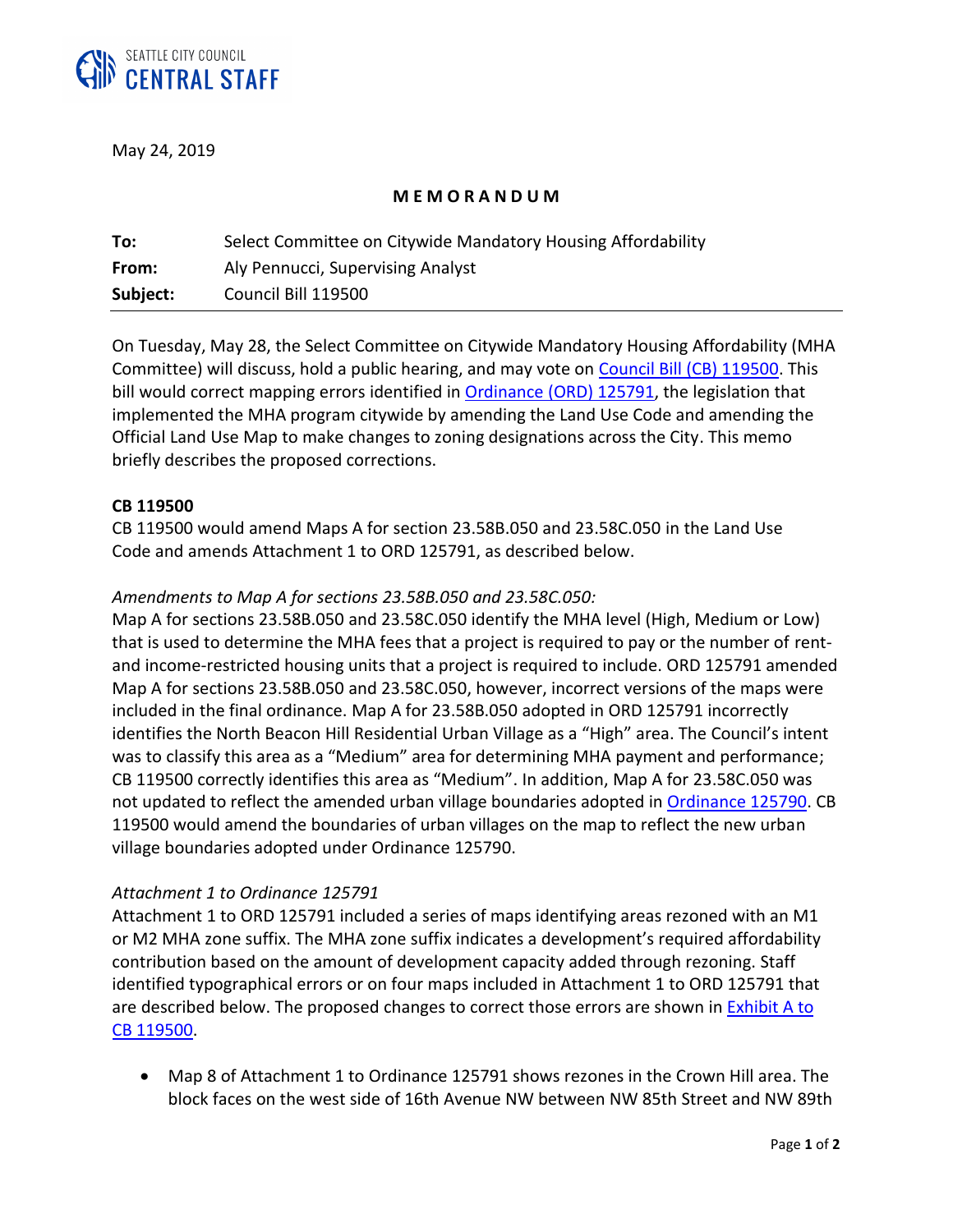SEATTLE CITY COUNCIL
**CENTRAL STAFF**

May 24, 2019

**MEMORANDUM**

| | |
|---|---|
| **To:** | Select Committee on Citywide Mandatory Housing Affordability |
| **From:** | Aly Pennucci, Supervising Analyst |
| **Subject:** | Council Bill 119500 |

On Tuesday, May 28, the Select Committee on Citywide Mandatory Housing Affordability (MHA Committee) will discuss, hold a public hearing, and may vote on Council Bill (CB) 119500. This bill would correct mapping errors identified in Ordinance (ORD) 125791, the legislation that implemented the MHA program citywide by amending the Land Use Code and amending the Official Land Use Map to make changes to zoning designations across the City. This memo briefly describes the proposed corrections.

**CB 119500**

CB 119500 would amend Maps A for section 23.58B.050 and 23.58C.050 in the Land Use Code and amends Attachment 1 to ORD 125791, as described below.

*Amendments to Map A for sections 23.58B.050 and 23.58C.050:*

Map A for sections 23.58B.050 and 23.58C.050 identify the MHA level (High, Medium or Low) that is used to determine the MHA fees that a project is required to pay or the number of rent- and income-restricted housing units that a project is required to include. ORD 125791 amended Map A for sections 23.58B.050 and 23.58C.050, however, incorrect versions of the maps were included in the final ordinance. Map A for 23.58B.050 adopted in ORD 125791 incorrectly identifies the North Beacon Hill Residential Urban Village as a "High" area. The Council's intent was to classify this area as a "Medium" area for determining MHA payment and performance; CB 119500 correctly identifies this area as "Medium". In addition, Map A for 23.58C.050 was not updated to reflect the amended urban village boundaries adopted in Ordinance 125790. CB 119500 would amend the boundaries of urban villages on the map to reflect the new urban village boundaries adopted under Ordinance 125790.

*Attachment 1 to Ordinance 125791*

Attachment 1 to ORD 125791 included a series of maps identifying areas rezoned with an M1 or M2 MHA zone suffix. The MHA zone suffix indicates a development's required affordability contribution based on the amount of development capacity added through rezoning. Staff identified typographical errors or on four maps included in Attachment 1 to ORD 125791 that are described below. The proposed changes to correct those errors are shown in Exhibit A to CB 119500.

- Map 8 of Attachment 1 to Ordinance 125791 shows rezones in the Crown Hill area. The block faces on the west side of 16th Avenue NW between NW 85th Street and NW 89th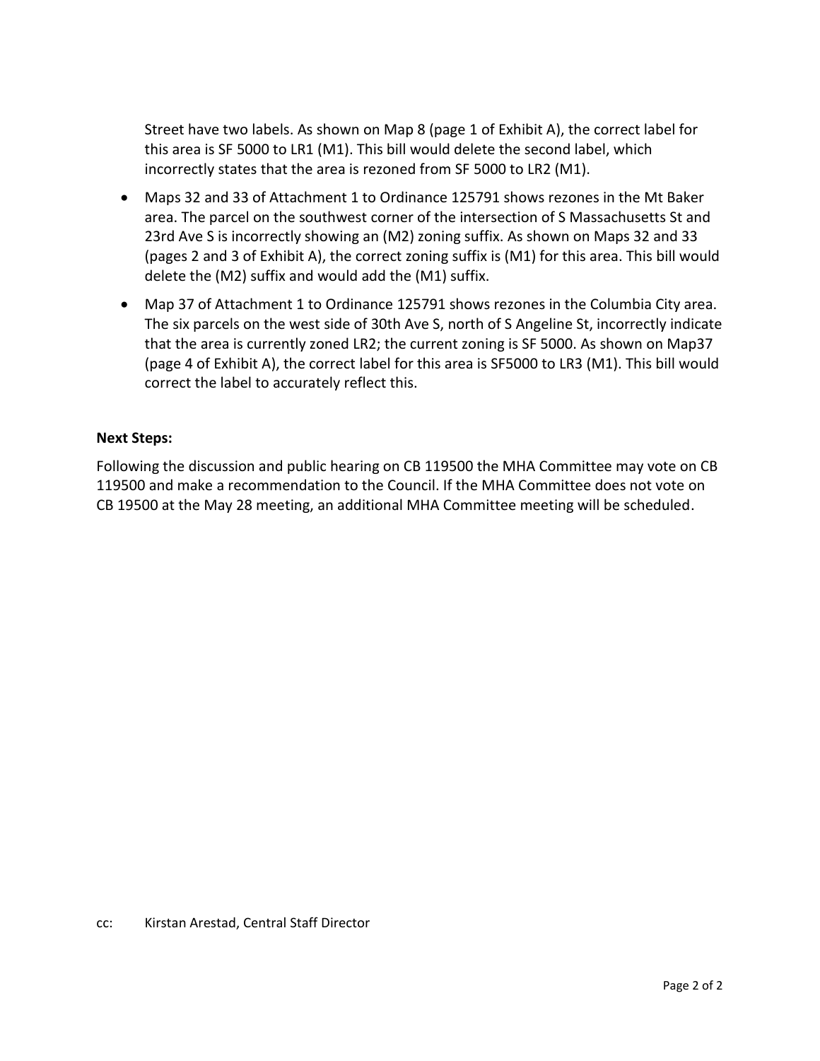Street have two labels. As shown on Map 8 (page 1 of Exhibit A), the correct label for this area is SF 5000 to LR1 (M1). This bill would delete the second label, which incorrectly states that the area is rezoned from SF 5000 to LR2 (M1).

- Maps 32 and 33 of Attachment 1 to Ordinance 125791 shows rezones in the Mt Baker area. The parcel on the southwest corner of the intersection of S Massachusetts St and 23rd Ave S is incorrectly showing an (M2) zoning suffix. As shown on Maps 32 and 33 (pages 2 and 3 of Exhibit A), the correct zoning suffix is (M1) for this area. This bill would delete the (M2) suffix and would add the (M1) suffix.
- Map 37 of Attachment 1 to Ordinance 125791 shows rezones in the Columbia City area. The six parcels on the west side of 30th Ave S, north of S Angeline St, incorrectly indicate that the area is currently zoned LR2; the current zoning is SF 5000. As shown on Map37 (page 4 of Exhibit A), the correct label for this area is SF5000 to LR3 (M1). This bill would correct the label to accurately reflect this.

**Next Steps:**

Following the discussion and public hearing on CB 119500 the MHA Committee may vote on CB 119500 and make a recommendation to the Council. If the MHA Committee does not vote on CB 19500 at the May 28 meeting, an additional MHA Committee meeting will be scheduled.

cc: Kirstan Arestad, Central Staff Director